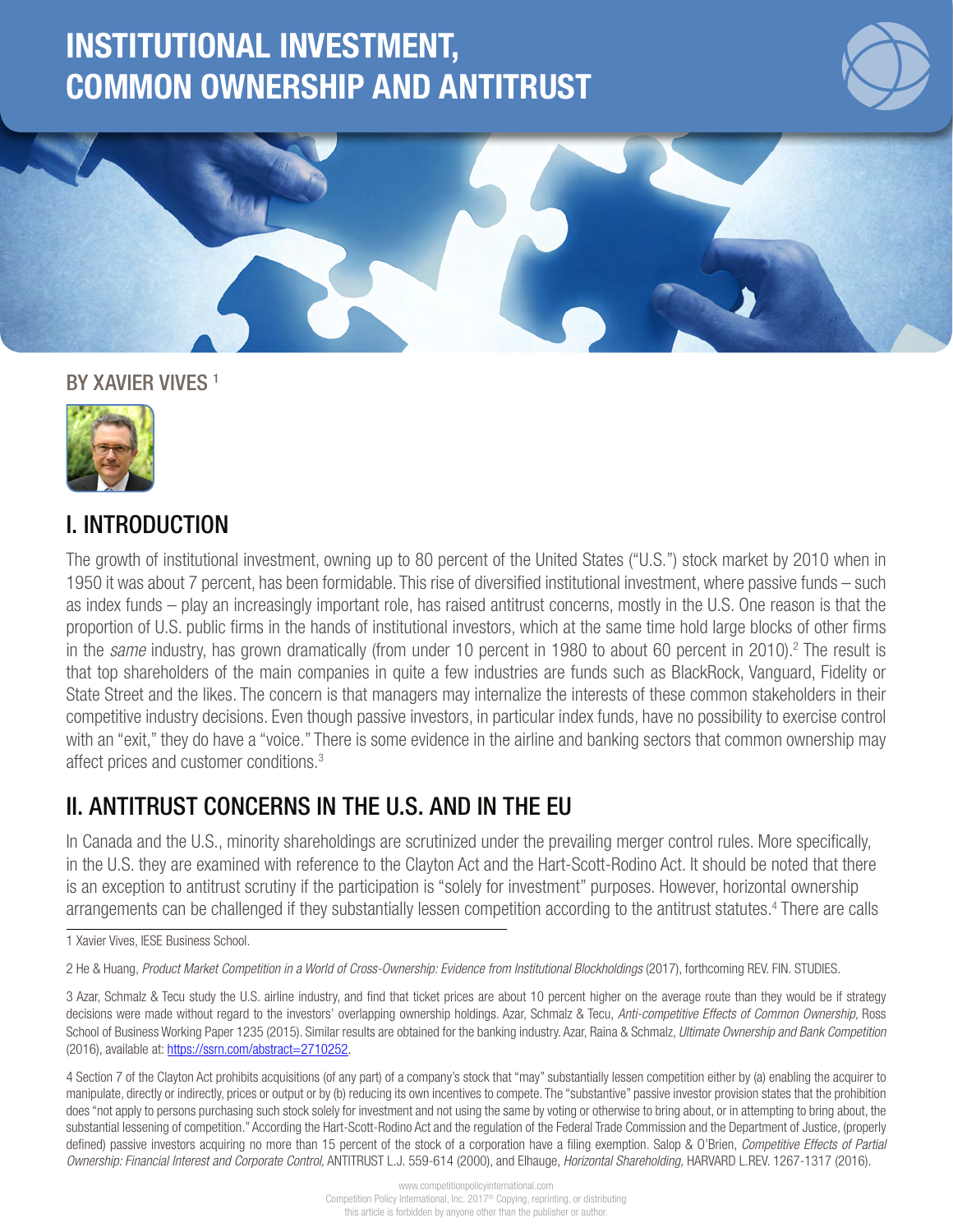# INSTITUTIONAL INVESTMENT, COMMON OWNERSHIP AND ANTITRUST

BY XAVIER VIVES [1]

## I. INTRODUCTION

The growth of institutional investment, owning up to 80 percent of the United States ("U.S.") stock market by 2010 when in 1950 it was about 7 percent, has been formidable. This rise of diversified institutional investment, where passive funds – such as index funds – play an increasingly important role, has raised antitrust concerns, mostly in the U.S. One reason is that the proportion of U.S. public firms in the hands of institutional investors, which at the same time hold large blocks of other firms in the *same* industry, has grown dramatically (from under 10 percent in 1980 to about 60 percent in 2010).[2] The result is that top shareholders of the main companies in quite a few industries are funds such as BlackRock, Vanguard, Fidelity or State Street and the likes. The concern is that managers may internalize the interests of these common stakeholders in their competitive industry decisions. Even though passive investors, in particular index funds, have no possibility to exercise control with an "exit," they do have a "voice." There is some evidence in the airline and banking sectors that common ownership may affect prices and customer conditions.[3]

## II. ANTITRUST CONCERNS IN THE U.S. AND IN THE EU

In Canada and the U.S., minority shareholdings are scrutinized under the prevailing merger control rules. More specifically, in the U.S. they are examined with reference to the Clayton Act and the Hart-Scott-Rodino Act. It should be noted that there is an exception to antitrust scrutiny if the participation is "solely for investment" purposes. However, horizontal ownership arrangements can be challenged if they substantially lessen competition according to the antitrust statutes.[4] There are calls

---

1 Xavier Vives, IESE Business School.

2 He & Huang, *Product Market Competition in a World of Cross-Ownership: Evidence from Institutional Blockholdings* (2017), forthcoming REV. FIN. STUDIES.

3 Azar, Schmalz & Tecu study the U.S. airline industry, and find that ticket prices are about 10 percent higher on the average route than they would be if strategy decisions were made without regard to the investors' overlapping ownership holdings. Azar, Schmalz & Tecu, *Anti-competitive Effects of Common Ownership,* Ross School of Business Working Paper 1235 (2015). Similar results are obtained for the banking industry. Azar, Raina & Schmalz, *Ultimate Ownership and Bank Competition* (2016), available at: https://ssrn.com/abstract=2710252.

4 Section 7 of the Clayton Act prohibits acquisitions (of any part) of a company's stock that "may" substantially lessen competition either by (a) enabling the acquirer to manipulate, directly or indirectly, prices or output or by (b) reducing its own incentives to compete. The "substantive" passive investor provision states that the prohibition does "not apply to persons purchasing such stock solely for investment and not using the same by voting or otherwise to bring about, or in attempting to bring about, the substantial lessening of competition." According the Hart-Scott-Rodino Act and the regulation of the Federal Trade Commission and the Department of Justice, (properly defined) passive investors acquiring no more than 15 percent of the stock of a corporation have a filing exemption. Salop & O'Brien, *Competitive Effects of Partial Ownership: Financial Interest and Corporate Control,* ANTITRUST L.J. 559-614 (2000), and Elhauge, *Horizontal Shareholding,* HARVARD L.REV. 1267-1317 (2016).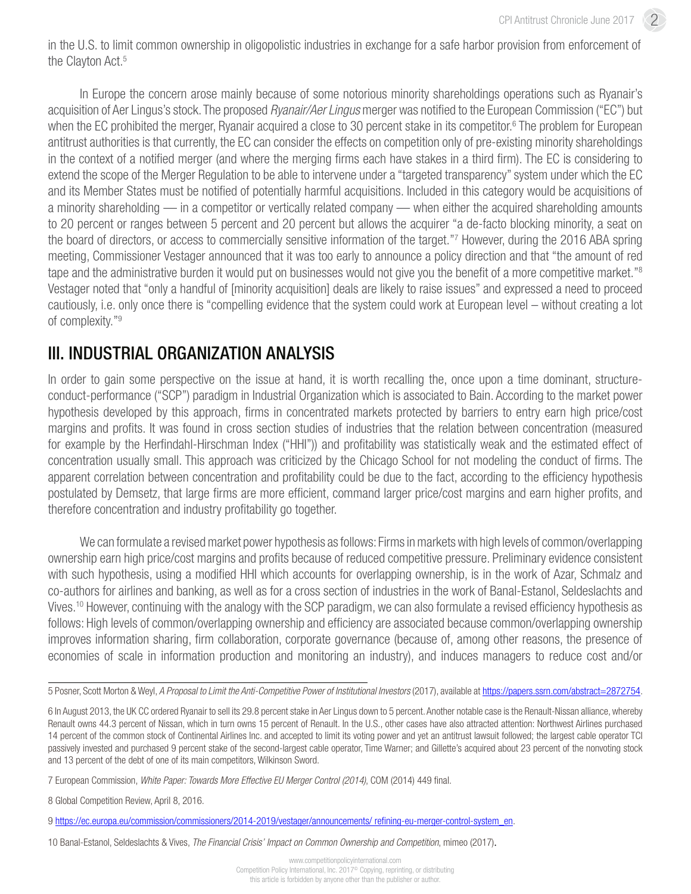in the U.S. to limit common ownership in oligopolistic industries in exchange for a safe harbor provision from enforcement of the Clayton Act.[5]

In Europe the concern arose mainly because of some notorious minority shareholdings operations such as Ryanair's acquisition of Aer Lingus's stock. The proposed *Ryanair/Aer Lingus* merger was notified to the European Commission ("EC") but when the EC prohibited the merger, Ryanair acquired a close to 30 percent stake in its competitor.[6] The problem for European antitrust authorities is that currently, the EC can consider the effects on competition only of pre-existing minority shareholdings in the context of a notified merger (and where the merging firms each have stakes in a third firm). The EC is considering to extend the scope of the Merger Regulation to be able to intervene under a "targeted transparency" system under which the EC and its Member States must be notified of potentially harmful acquisitions. Included in this category would be acquisitions of a minority shareholding — in a competitor or vertically related company — when either the acquired shareholding amounts to 20 percent or ranges between 5 percent and 20 percent but allows the acquirer "a de-facto blocking minority, a seat on the board of directors, or access to commercially sensitive information of the target."[7] However, during the 2016 ABA spring meeting, Commissioner Vestager announced that it was too early to announce a policy direction and that "the amount of red tape and the administrative burden it would put on businesses would not give you the benefit of a more competitive market."[8] Vestager noted that "only a handful of [minority acquisition] deals are likely to raise issues" and expressed a need to proceed cautiously, i.e. only once there is "compelling evidence that the system could work at European level – without creating a lot of complexity."[9]

## III. INDUSTRIAL ORGANIZATION ANALYSIS

In order to gain some perspective on the issue at hand, it is worth recalling the, once upon a time dominant, structure-conduct-performance ("SCP") paradigm in Industrial Organization which is associated to Bain. According to the market power hypothesis developed by this approach, firms in concentrated markets protected by barriers to entry earn high price/cost margins and profits. It was found in cross section studies of industries that the relation between concentration (measured for example by the Herfindahl-Hirschman Index ("HHI")) and profitability was statistically weak and the estimated effect of concentration usually small. This approach was criticized by the Chicago School for not modeling the conduct of firms. The apparent correlation between concentration and profitability could be due to the fact, according to the efficiency hypothesis postulated by Demsetz, that large firms are more efficient, command larger price/cost margins and earn higher profits, and therefore concentration and industry profitability go together.

We can formulate a revised market power hypothesis as follows: Firms in markets with high levels of common/overlapping ownership earn high price/cost margins and profits because of reduced competitive pressure. Preliminary evidence consistent with such hypothesis, using a modified HHI which accounts for overlapping ownership, is in the work of Azar, Schmalz and co-authors for airlines and banking, as well as for a cross section of industries in the work of Banal-Estanol, Seldeslachts and Vives.[10] However, continuing with the analogy with the SCP paradigm, we can also formulate a revised efficiency hypothesis as follows: High levels of common/overlapping ownership and efficiency are associated because common/overlapping ownership improves information sharing, firm collaboration, corporate governance (because of, among other reasons, the presence of economies of scale in information production and monitoring an industry), and induces managers to reduce cost and/or

---

5 Posner, Scott Morton & Weyl, *A Proposal to Limit the Anti-Competitive Power of Institutional Investors* (2017), available at https://papers.ssrn.com/abstract=2872754.

6 In August 2013, the UK CC ordered Ryanair to sell its 29.8 percent stake in Aer Lingus down to 5 percent. Another notable case is the Renault-Nissan alliance, whereby Renault owns 44.3 percent of Nissan, which in turn owns 15 percent of Renault. In the U.S., other cases have also attracted attention: Northwest Airlines purchased 14 percent of the common stock of Continental Airlines Inc. and accepted to limit its voting power and yet an antitrust lawsuit followed; the largest cable operator TCI passively invested and purchased 9 percent stake of the second-largest cable operator, Time Warner; and Gillette's acquired about 23 percent of the nonvoting stock and 13 percent of the debt of one of its main competitors, Wilkinson Sword.

7 European Commission, *White Paper: Towards More Effective EU Merger Control (2014)*, COM (2014) 449 final.

8 Global Competition Review, April 8, 2016.

9 https://ec.europa.eu/commission/commissioners/2014-2019/vestager/announcements/ refining-eu-merger-control-system_en.

10 Banal-Estanol, Seldeslachts & Vives, *The Financial Crisis' Impact on Common Ownership and Competition*, mimeo (2017).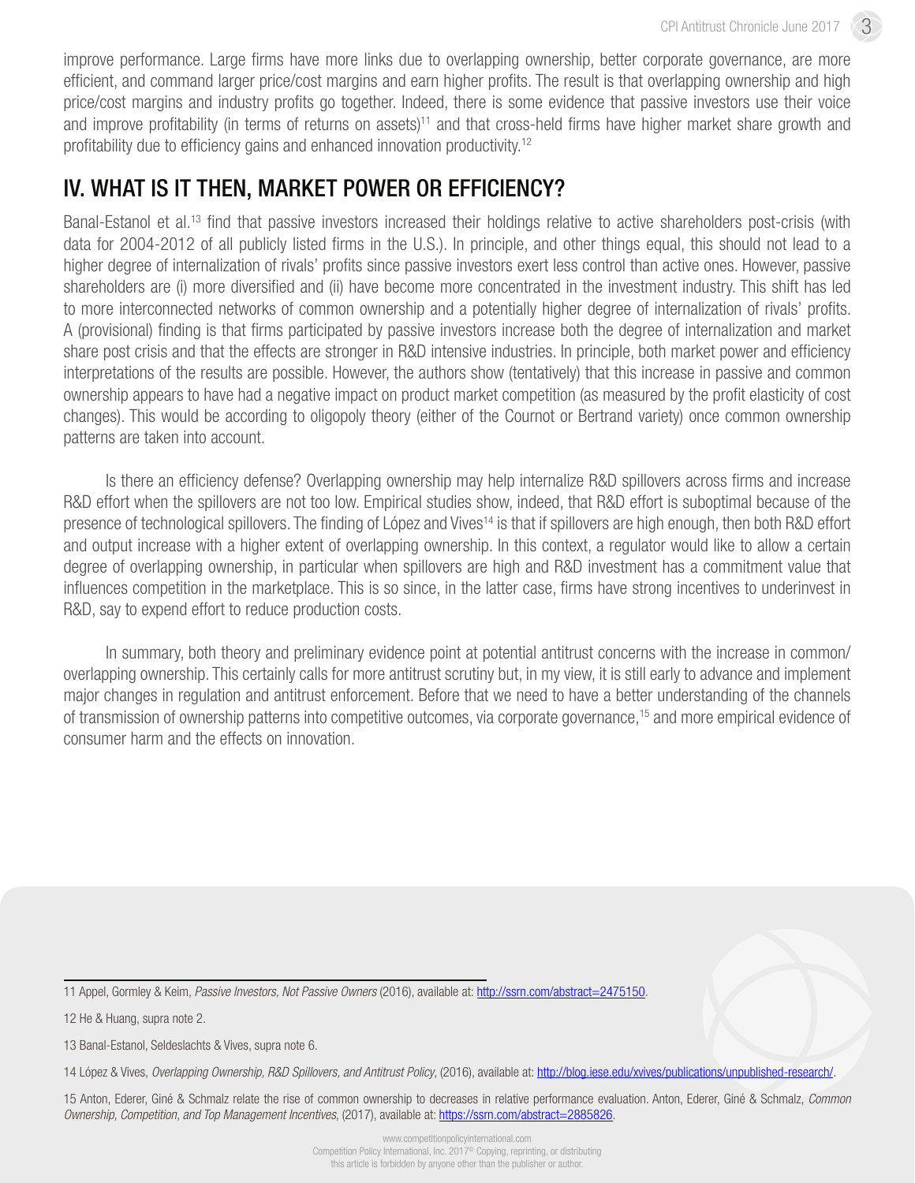improve performance. Large firms have more links due to overlapping ownership, better corporate governance, are more efficient, and command larger price/cost margins and earn higher profits. The result is that overlapping ownership and high price/cost margins and industry profits go together. Indeed, there is some evidence that passive investors use their voice and improve profitability (in terms of returns on assets)[11] and that cross-held firms have higher market share growth and profitability due to efficiency gains and enhanced innovation productivity.[12]

## IV. WHAT IS IT THEN, MARKET POWER OR EFFICIENCY?

Banal-Estanol et al.[13] find that passive investors increased their holdings relative to active shareholders post-crisis (with data for 2004-2012 of all publicly listed firms in the U.S.). In principle, and other things equal, this should not lead to a higher degree of internalization of rivals' profits since passive investors exert less control than active ones. However, passive shareholders are (i) more diversified and (ii) have become more concentrated in the investment industry. This shift has led to more interconnected networks of common ownership and a potentially higher degree of internalization of rivals' profits. A (provisional) finding is that firms participated by passive investors increase both the degree of internalization and market share post crisis and that the effects are stronger in R&D intensive industries. In principle, both market power and efficiency interpretations of the results are possible. However, the authors show (tentatively) that this increase in passive and common ownership appears to have had a negative impact on product market competition (as measured by the profit elasticity of cost changes). This would be according to oligopoly theory (either of the Cournot or Bertrand variety) once common ownership patterns are taken into account.

Is there an efficiency defense? Overlapping ownership may help internalize R&D spillovers across firms and increase R&D effort when the spillovers are not too low. Empirical studies show, indeed, that R&D effort is suboptimal because of the presence of technological spillovers. The finding of López and Vives[14] is that if spillovers are high enough, then both R&D effort and output increase with a higher extent of overlapping ownership. In this context, a regulator would like to allow a certain degree of overlapping ownership, in particular when spillovers are high and R&D investment has a commitment value that influences competition in the marketplace. This is so since, in the latter case, firms have strong incentives to underinvest in R&D, say to expend effort to reduce production costs.

In summary, both theory and preliminary evidence point at potential antitrust concerns with the increase in common/overlapping ownership. This certainly calls for more antitrust scrutiny but, in my view, it is still early to advance and implement major changes in regulation and antitrust enforcement. Before that we need to have a better understanding of the channels of transmission of ownership patterns into competitive outcomes, via corporate governance,[15] and more empirical evidence of consumer harm and the effects on innovation.

---

11 Appel, Gormley & Keim, *Passive Investors, Not Passive Owners* (2016), available at: http://ssrn.com/abstract=2475150.

12 He & Huang, supra note 2.

13 Banal-Estanol, Seldeslachts & Vives, supra note 6.

14 López & Vives, *Overlapping Ownership, R&D Spillovers, and Antitrust Policy*, (2016), available at: http://blog.iese.edu/xvives/publications/unpublished-research/.

15 Anton, Ederer, Giné & Schmalz relate the rise of common ownership to decreases in relative performance evaluation. Anton, Ederer, Giné & Schmalz, *Common Ownership, Competition, and Top Management Incentives*, (2017), available at: https://ssrn.com/abstract=2885826.